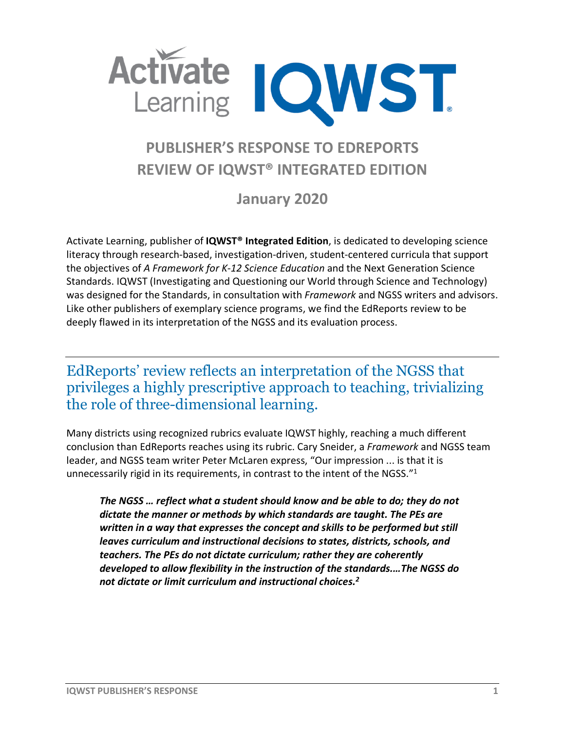# PUBLISHER'S RESPONSE TO EDREPORTS REVIEW OF IQWST® INTEGRATED EDITION

## January 2020

Activate Learning, publisher of **IQWST® Integrated Edition**, is dedicated to developing science literacy through research-based, investigation-driven, student-centered curricula that support the objectives of *A Framework for K-12 Science Education* and the Next Generation Science Standards. IQWST (Investigating and Questioning our World through Science and Technology) was designed for the Standards, in consultation with *Framework* and NGSS writers and advisors. Like other publishers of exemplary science programs, we find the EdReports review to be deeply flawed in its interpretation of the NGSS and its evaluation process.

---

## EdReports' review reflects an interpretation of the NGSS that privileges a highly prescriptive approach to teaching, trivializing the role of three-dimensional learning.

Many districts using recognized rubrics evaluate IQWST highly, reaching a much different conclusion than EdReports reaches using its rubric. Cary Sneider, a *Framework* and NGSS team leader, and NGSS team writer Peter McLaren express, "Our impression ... is that it is unnecessarily rigid in its requirements, in contrast to the intent of the NGSS."[1]

> ***The NGSS … reflect what a student should know and be able to do; they do not dictate the manner or methods by which standards are taught. The PEs are written in a way that expresses the concept and skills to be performed but still leaves curriculum and instructional decisions to states, districts, schools, and teachers. The PEs do not dictate curriculum; rather they are coherently developed to allow flexibility in the instruction of the standards.…The NGSS do not dictate or limit curriculum and instructional choices.[2]***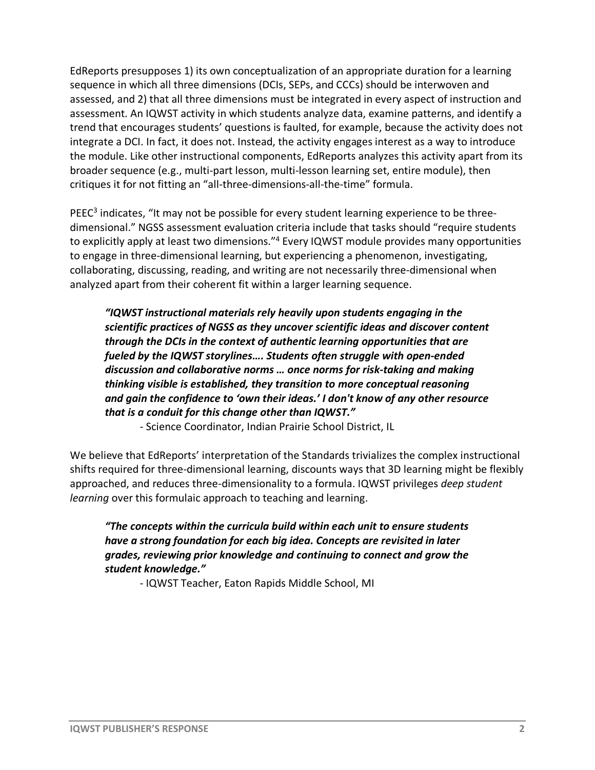EdReports presupposes 1) its own conceptualization of an appropriate duration for a learning sequence in which all three dimensions (DCIs, SEPs, and CCCs) should be interwoven and assessed, and 2) that all three dimensions must be integrated in every aspect of instruction and assessment. An IQWST activity in which students analyze data, examine patterns, and identify a trend that encourages students' questions is faulted, for example, because the activity does not integrate a DCI. In fact, it does not. Instead, the activity engages interest as a way to introduce the module. Like other instructional components, EdReports analyzes this activity apart from its broader sequence (e.g., multi-part lesson, multi-lesson learning set, entire module), then critiques it for not fitting an "all-three-dimensions-all-the-time" formula.

PEEC[3] indicates, "It may not be possible for every student learning experience to be three-dimensional." NGSS assessment evaluation criteria include that tasks should "require students to explicitly apply at least two dimensions."[4] Every IQWST module provides many opportunities to engage in three-dimensional learning, but experiencing a phenomenon, investigating, collaborating, discussing, reading, and writing are not necessarily three-dimensional when analyzed apart from their coherent fit within a larger learning sequence.

> ***"IQWST instructional materials rely heavily upon students engaging in the scientific practices of NGSS as they uncover scientific ideas and discover content through the DCIs in the context of authentic learning opportunities that are fueled by the IQWST storylines…. Students often struggle with open-ended discussion and collaborative norms … once norms for risk-taking and making thinking visible is established, they transition to more conceptual reasoning and gain the confidence to 'own their ideas.' I don't know of any other resource that is a conduit for this change other than IQWST."***
>
> - Science Coordinator, Indian Prairie School District, IL

We believe that EdReports' interpretation of the Standards trivializes the complex instructional shifts required for three-dimensional learning, discounts ways that 3D learning might be flexibly approached, and reduces three-dimensionality to a formula. IQWST privileges *deep student learning* over this formulaic approach to teaching and learning.

> ***"The concepts within the curricula build within each unit to ensure students have a strong foundation for each big idea. Concepts are revisited in later grades, reviewing prior knowledge and continuing to connect and grow the student knowledge."***
>
> - IQWST Teacher, Eaton Rapids Middle School, MI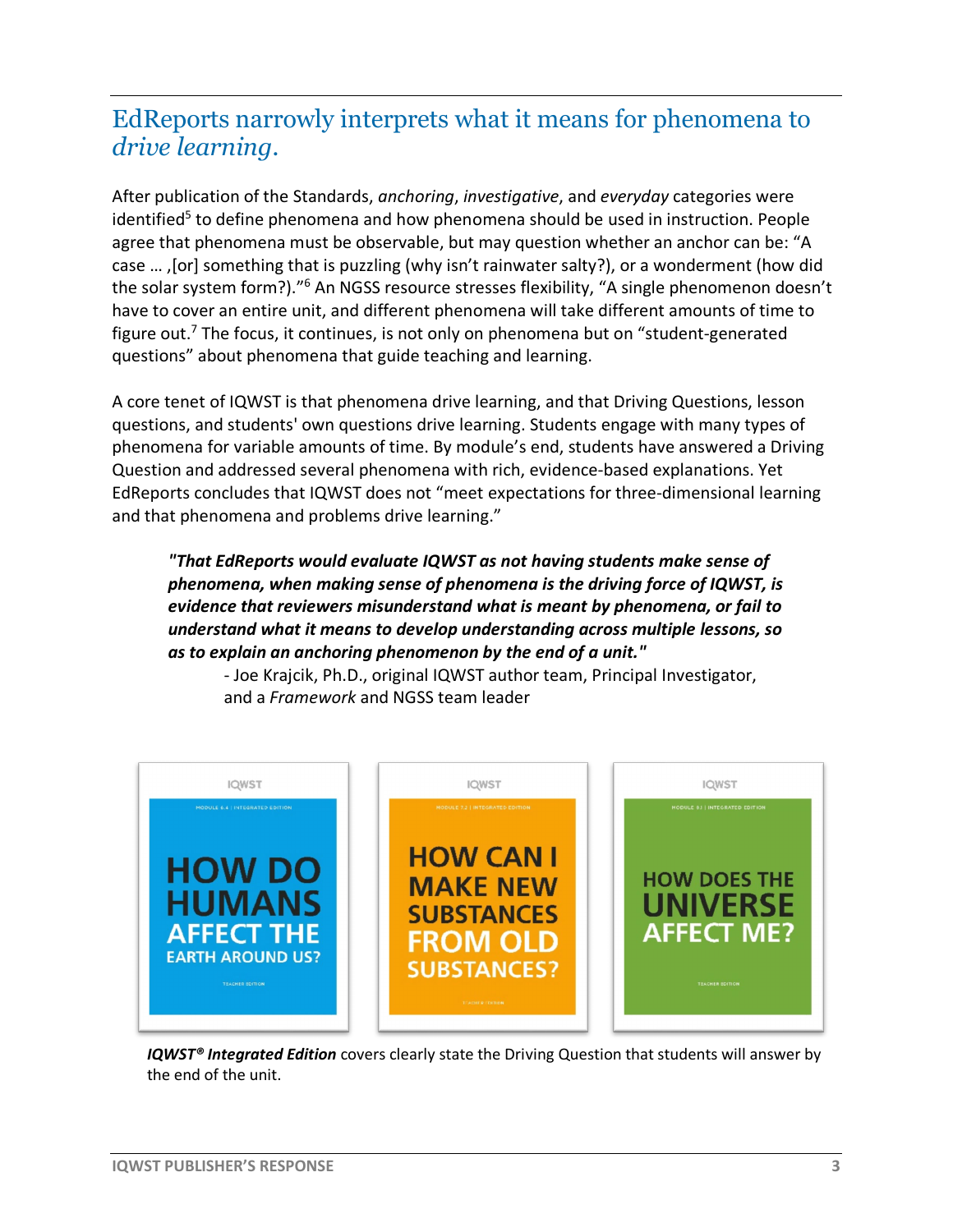## EdReports narrowly interprets what it means for phenomena to *drive learning*.

After publication of the Standards, *anchoring*, *investigative*, and *everyday* categories were identified[5] to define phenomena and how phenomena should be used in instruction. People agree that phenomena must be observable, but may question whether an anchor can be: "A case … ,[or] something that is puzzling (why isn't rainwater salty?), or a wonderment (how did the solar system form?)."[6] An NGSS resource stresses flexibility, "A single phenomenon doesn't have to cover an entire unit, and different phenomena will take different amounts of time to figure out.[7] The focus, it continues, is not only on phenomena but on "student-generated questions" about phenomena that guide teaching and learning.

A core tenet of IQWST is that phenomena drive learning, and that Driving Questions, lesson questions, and students' own questions drive learning. Students engage with many types of phenomena for variable amounts of time. By module's end, students have answered a Driving Question and addressed several phenomena with rich, evidence-based explanations. Yet EdReports concludes that IQWST does not "meet expectations for three-dimensional learning and that phenomena and problems drive learning."

> ***"That EdReports would evaluate IQWST as not having students make sense of phenomena, when making sense of phenomena is the driving force of IQWST, is evidence that reviewers misunderstand what is meant by phenomena, or fail to understand what it means to develop understanding across multiple lessons, so as to explain an anchoring phenomenon by the end of a unit."***
>
> - Joe Krajcik, Ph.D., original IQWST author team, Principal Investigator, and a *Framework* and NGSS team leader

***IQWST® Integrated Edition*** covers clearly state the Driving Question that students will answer by the end of the unit.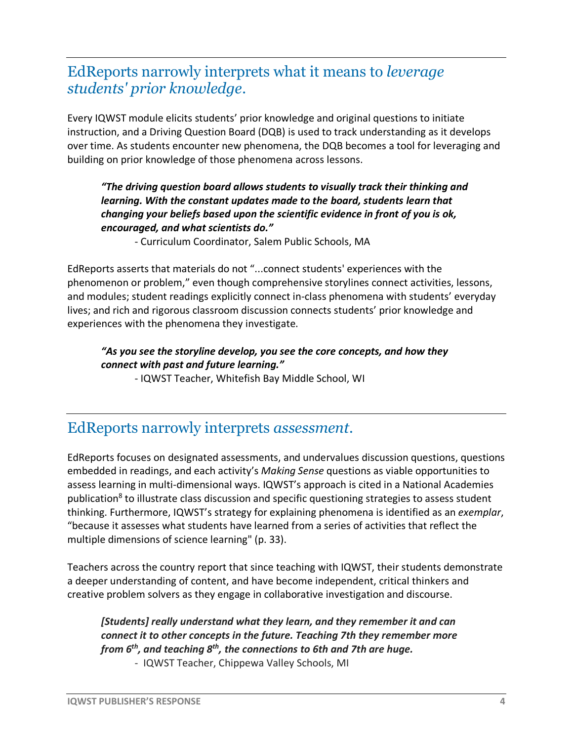## EdReports narrowly interprets what it means to *leverage students' prior knowledge*.

Every IQWST module elicits students' prior knowledge and original questions to initiate instruction, and a Driving Question Board (DQB) is used to track understanding as it develops over time. As students encounter new phenomena, the DQB becomes a tool for leveraging and building on prior knowledge of those phenomena across lessons.

> ***"The driving question board allows students to visually track their thinking and learning. With the constant updates made to the board, students learn that changing your beliefs based upon the scientific evidence in front of you is ok, encouraged, and what scientists do."***
>
> \- Curriculum Coordinator, Salem Public Schools, MA

EdReports asserts that materials do not "...connect students' experiences with the phenomenon or problem," even though comprehensive storylines connect activities, lessons, and modules; student readings explicitly connect in-class phenomena with students' everyday lives; and rich and rigorous classroom discussion connects students' prior knowledge and experiences with the phenomena they investigate.

> ***"As you see the storyline develop, you see the core concepts, and how they connect with past and future learning."***
>
> \- IQWST Teacher, Whitefish Bay Middle School, WI

## EdReports narrowly interprets *assessment*.

EdReports focuses on designated assessments, and undervalues discussion questions, questions embedded in readings, and each activity's *Making Sense* questions as viable opportunities to assess learning in multi-dimensional ways. IQWST's approach is cited in a National Academies publication[8] to illustrate class discussion and specific questioning strategies to assess student thinking. Furthermore, IQWST's strategy for explaining phenomena is identified as an *exemplar*, "because it assesses what students have learned from a series of activities that reflect the multiple dimensions of science learning" (p. 33).

Teachers across the country report that since teaching with IQWST, their students demonstrate a deeper understanding of content, and have become independent, critical thinkers and creative problem solvers as they engage in collaborative investigation and discourse.

> ***[Students] really understand what they learn, and they remember it and can connect it to other concepts in the future. Teaching 7th they remember more from 6th, and teaching 8th, the connections to 6th and 7th are huge.***
>
> \- IQWST Teacher, Chippewa Valley Schools, MI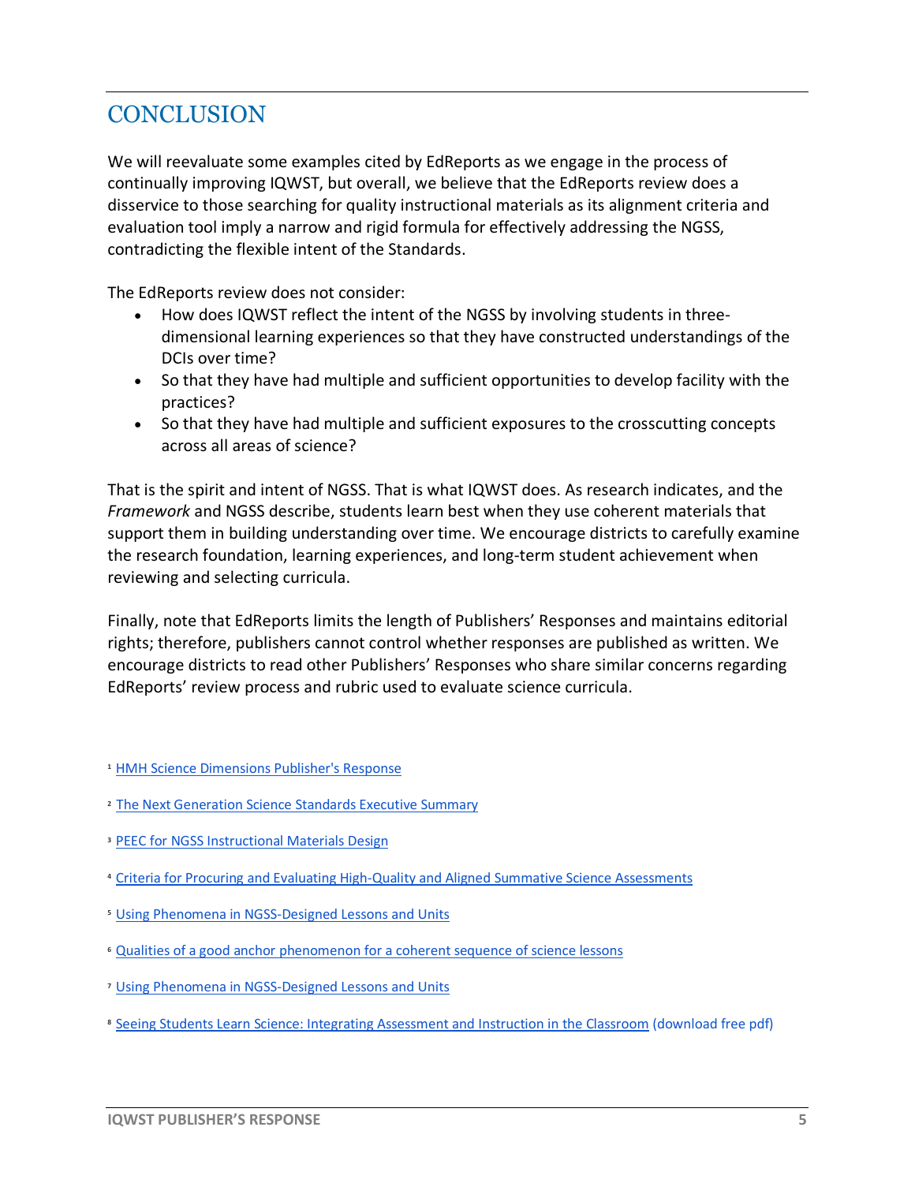## CONCLUSION

We will reevaluate some examples cited by EdReports as we engage in the process of continually improving IQWST, but overall, we believe that the EdReports review does a disservice to those searching for quality instructional materials as its alignment criteria and evaluation tool imply a narrow and rigid formula for effectively addressing the NGSS, contradicting the flexible intent of the Standards.

The EdReports review does not consider:

- How does IQWST reflect the intent of the NGSS by involving students in three-dimensional learning experiences so that they have constructed understandings of the DCIs over time?
- So that they have had multiple and sufficient opportunities to develop facility with the practices?
- So that they have had multiple and sufficient exposures to the crosscutting concepts across all areas of science?

That is the spirit and intent of NGSS. That is what IQWST does. As research indicates, and the *Framework* and NGSS describe, students learn best when they use coherent materials that support them in building understanding over time. We encourage districts to carefully examine the research foundation, learning experiences, and long-term student achievement when reviewing and selecting curricula.

Finally, note that EdReports limits the length of Publishers' Responses and maintains editorial rights; therefore, publishers cannot control whether responses are published as written. We encourage districts to read other Publishers' Responses who share similar concerns regarding EdReports' review process and rubric used to evaluate science curricula.

[1] HMH Science Dimensions Publisher's Response

[2] The Next Generation Science Standards Executive Summary

[3] PEEC for NGSS Instructional Materials Design

[4] Criteria for Procuring and Evaluating High-Quality and Aligned Summative Science Assessments

[5] Using Phenomena in NGSS-Designed Lessons and Units

[6] Qualities of a good anchor phenomenon for a coherent sequence of science lessons

[7] Using Phenomena in NGSS-Designed Lessons and Units

[8] Seeing Students Learn Science: Integrating Assessment and Instruction in the Classroom (download free pdf)